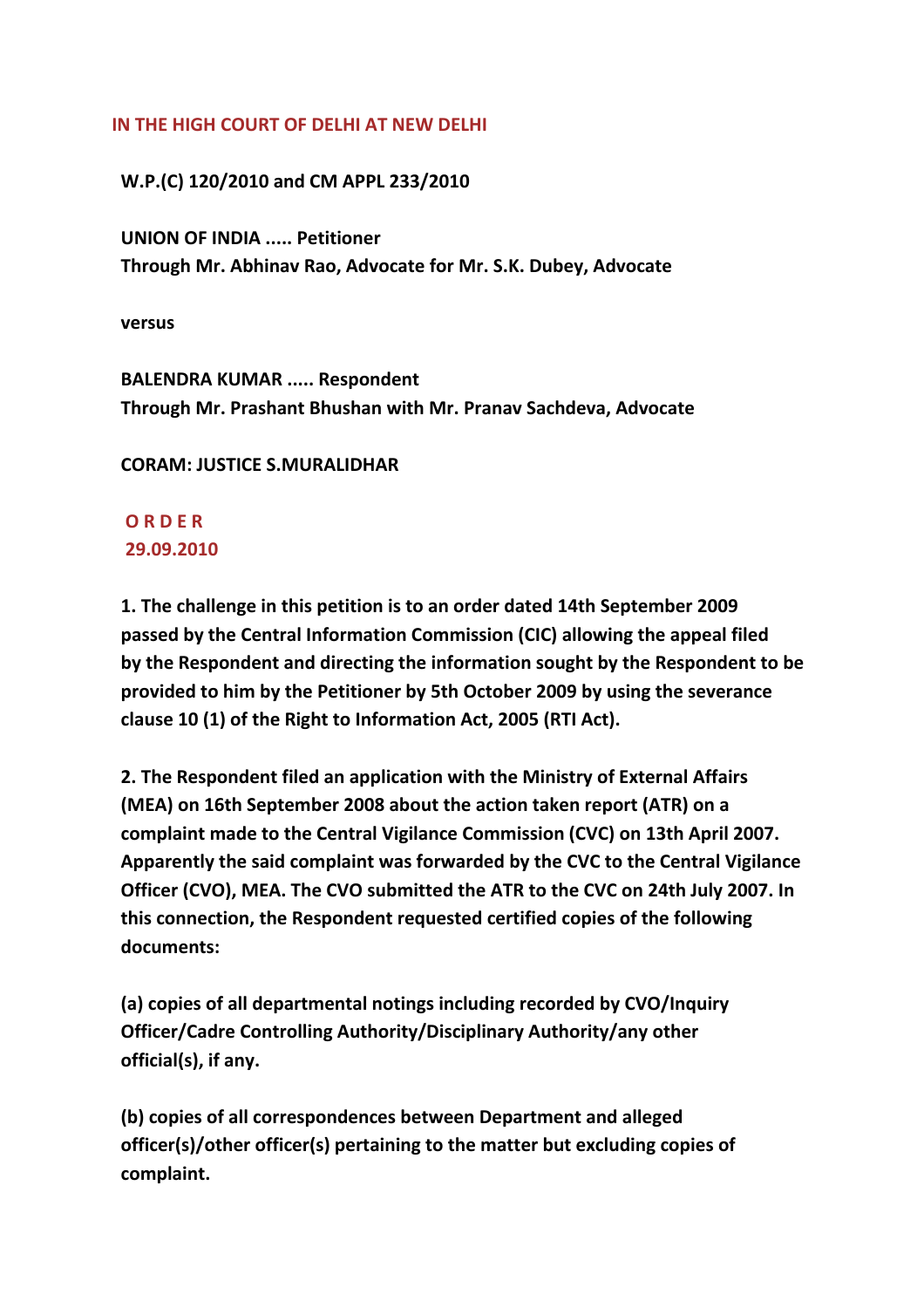# IN THE HIGH COURT OF DELHI AT NEW DELHI

**W.P.(C) 120/2010 and CM APPL 233/2010**

**UNION OF INDIA ..... Petitioner**
**Through Mr. Abhinav Rao, Advocate for Mr. S.K. Dubey, Advocate**

**versus**

**BALENDRA KUMAR ..... Respondent**
**Through Mr. Prashant Bhushan with Mr. Pranav Sachdeva, Advocate**

**CORAM: JUSTICE S.MURALIDHAR**

## O R D E R
## 29.09.2010

**1. The challenge in this petition is to an order dated 14th September 2009 passed by the Central Information Commission (CIC) allowing the appeal filed by the Respondent and directing the information sought by the Respondent to be provided to him by the Petitioner by 5th October 2009 by using the severance clause 10 (1) of the Right to Information Act, 2005 (RTI Act).**

**2. The Respondent filed an application with the Ministry of External Affairs (MEA) on 16th September 2008 about the action taken report (ATR) on a complaint made to the Central Vigilance Commission (CVC) on 13th April 2007. Apparently the said complaint was forwarded by the CVC to the Central Vigilance Officer (CVO), MEA. The CVO submitted the ATR to the CVC on 24th July 2007. In this connection, the Respondent requested certified copies of the following documents:**

**(a) copies of all departmental notings including recorded by CVO/Inquiry Officer/Cadre Controlling Authority/Disciplinary Authority/any other official(s), if any.**

**(b) copies of all correspondences between Department and alleged officer(s)/other officer(s) pertaining to the matter but excluding copies of complaint.**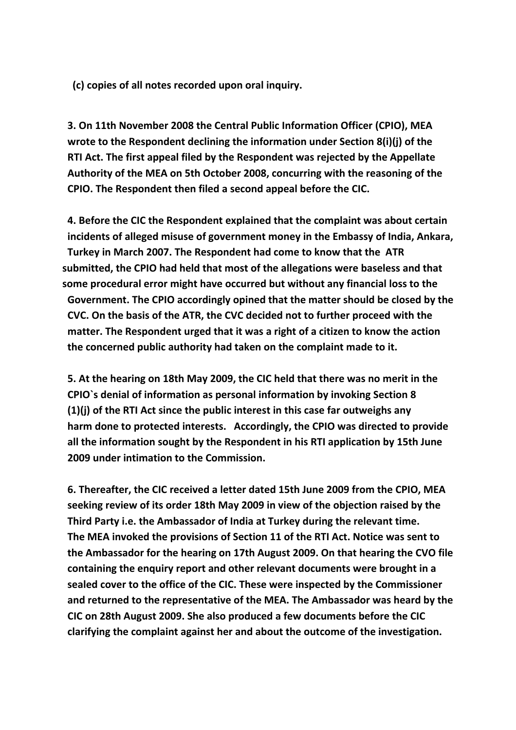**(c) copies of all notes recorded upon oral inquiry.**

**3. On 11th November 2008 the Central Public Information Officer (CPIO), MEA wrote to the Respondent declining the information under Section 8(i)(j) of the RTI Act. The first appeal filed by the Respondent was rejected by the Appellate Authority of the MEA on 5th October 2008, concurring with the reasoning of the CPIO. The Respondent then filed a second appeal before the CIC.**

**4. Before the CIC the Respondent explained that the complaint was about certain incidents of alleged misuse of government money in the Embassy of India, Ankara, Turkey in March 2007. The Respondent had come to know that the ATR submitted, the CPIO had held that most of the allegations were baseless and that some procedural error might have occurred but without any financial loss to the Government. The CPIO accordingly opined that the matter should be closed by the CVC. On the basis of the ATR, the CVC decided not to further proceed with the matter. The Respondent urged that it was a right of a citizen to know the action the concerned public authority had taken on the complaint made to it.**

**5. At the hearing on 18th May 2009, the CIC held that there was no merit in the CPIO`s denial of information as personal information by invoking Section 8 (1)(j) of the RTI Act since the public interest in this case far outweighs any harm done to protected interests. Accordingly, the CPIO was directed to provide all the information sought by the Respondent in his RTI application by 15th June 2009 under intimation to the Commission.**

**6. Thereafter, the CIC received a letter dated 15th June 2009 from the CPIO, MEA seeking review of its order 18th May 2009 in view of the objection raised by the Third Party i.e. the Ambassador of India at Turkey during the relevant time. The MEA invoked the provisions of Section 11 of the RTI Act. Notice was sent to the Ambassador for the hearing on 17th August 2009. On that hearing the CVO file containing the enquiry report and other relevant documents were brought in a sealed cover to the office of the CIC. These were inspected by the Commissioner and returned to the representative of the MEA. The Ambassador was heard by the CIC on 28th August 2009. She also produced a few documents before the CIC clarifying the complaint against her and about the outcome of the investigation.**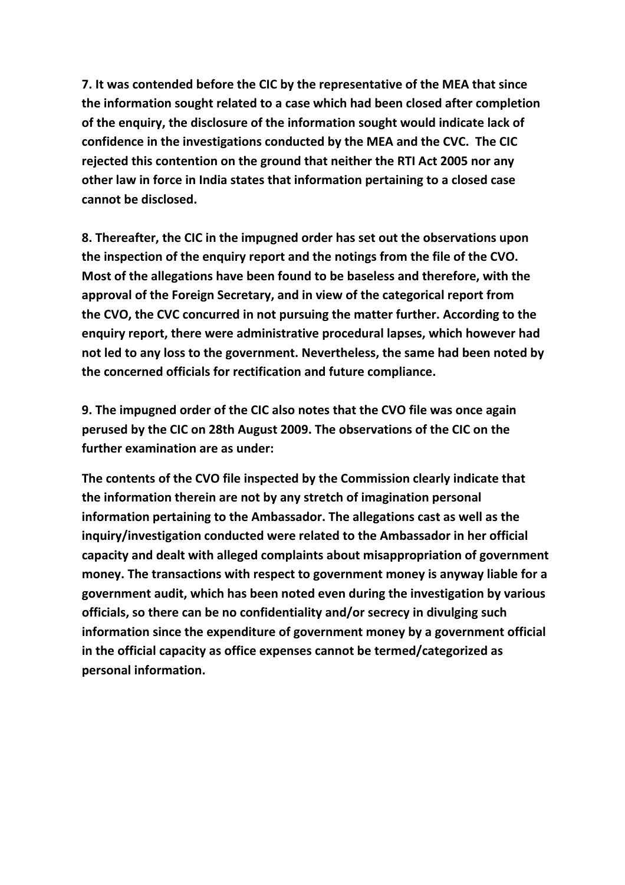**7. It was contended before the CIC by the representative of the MEA that since the information sought related to a case which had been closed after completion of the enquiry, the disclosure of the information sought would indicate lack of confidence in the investigations conducted by the MEA and the CVC. The CIC rejected this contention on the ground that neither the RTI Act 2005 nor any other law in force in India states that information pertaining to a closed case cannot be disclosed.**

**8. Thereafter, the CIC in the impugned order has set out the observations upon the inspection of the enquiry report and the notings from the file of the CVO. Most of the allegations have been found to be baseless and therefore, with the approval of the Foreign Secretary, and in view of the categorical report from the CVO, the CVC concurred in not pursuing the matter further. According to the enquiry report, there were administrative procedural lapses, which however had not led to any loss to the government. Nevertheless, the same had been noted by the concerned officials for rectification and future compliance.**

**9. The impugned order of the CIC also notes that the CVO file was once again perused by the CIC on 28th August 2009. The observations of the CIC on the further examination are as under:**

**The contents of the CVO file inspected by the Commission clearly indicate that the information therein are not by any stretch of imagination personal information pertaining to the Ambassador. The allegations cast as well as the inquiry/investigation conducted were related to the Ambassador in her official capacity and dealt with alleged complaints about misappropriation of government money. The transactions with respect to government money is anyway liable for a government audit, which has been noted even during the investigation by various officials, so there can be no confidentiality and/or secrecy in divulging such information since the expenditure of government money by a government official in the official capacity as office expenses cannot be termed/categorized as personal information.**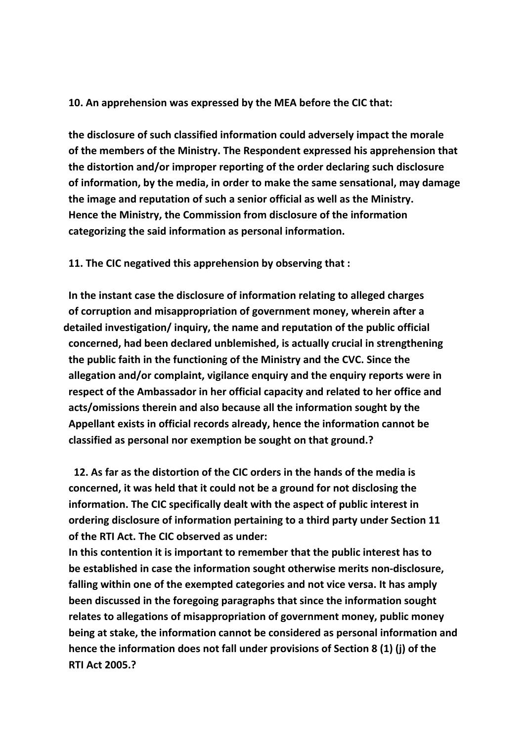**10. An apprehension was expressed by the MEA before the CIC that:**

**the disclosure of such classified information could adversely impact the morale of the members of the Ministry. The Respondent expressed his apprehension that the distortion and/or improper reporting of the order declaring such disclosure of information, by the media, in order to make the same sensational, may damage the image and reputation of such a senior official as well as the Ministry. Hence the Ministry, the Commission from disclosure of the information categorizing the said information as personal information.**

**11. The CIC negatived this apprehension by observing that :**

**In the instant case the disclosure of information relating to alleged charges of corruption and misappropriation of government money, wherein after a detailed investigation/ inquiry, the name and reputation of the public official concerned, had been declared unblemished, is actually crucial in strengthening the public faith in the functioning of the Ministry and the CVC. Since the allegation and/or complaint, vigilance enquiry and the enquiry reports were in respect of the Ambassador in her official capacity and related to her office and acts/omissions therein and also because all the information sought by the Appellant exists in official records already, hence the information cannot be classified as personal nor exemption be sought on that ground.?**

**12. As far as the distortion of the CIC orders in the hands of the media is concerned, it was held that it could not be a ground for not disclosing the information. The CIC specifically dealt with the aspect of public interest in ordering disclosure of information pertaining to a third party under Section 11 of the RTI Act. The CIC observed as under:**
**In this contention it is important to remember that the public interest has to be established in case the information sought otherwise merits non-disclosure, falling within one of the exempted categories and not vice versa. It has amply been discussed in the foregoing paragraphs that since the information sought relates to allegations of misappropriation of government money, public money being at stake, the information cannot be considered as personal information and hence the information does not fall under provisions of Section 8 (1) (j) of the RTI Act 2005.?**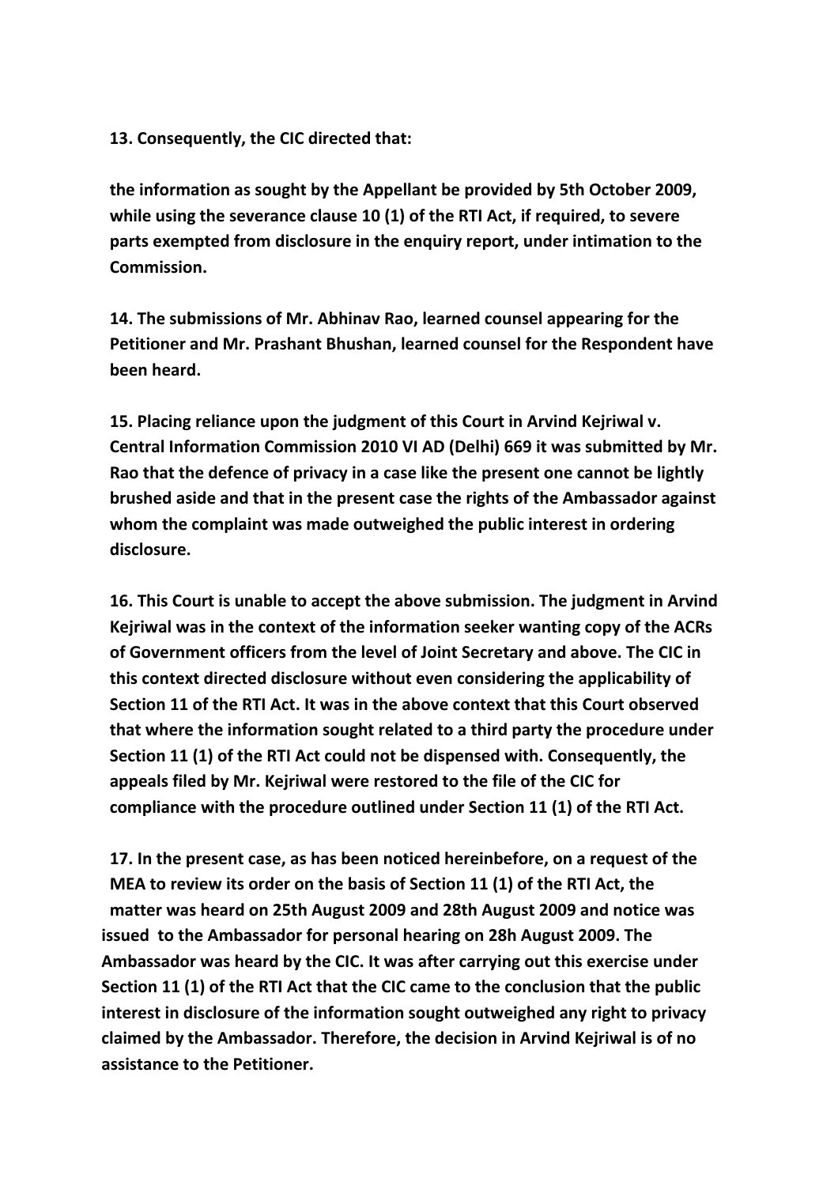**13. Consequently, the CIC directed that:**

**the information as sought by the Appellant be provided by 5th October 2009, while using the severance clause 10 (1) of the RTI Act, if required, to severe parts exempted from disclosure in the enquiry report, under intimation to the Commission.**

**14. The submissions of Mr. Abhinav Rao, learned counsel appearing for the Petitioner and Mr. Prashant Bhushan, learned counsel for the Respondent have been heard.**

**15. Placing reliance upon the judgment of this Court in Arvind Kejriwal v. Central Information Commission 2010 VI AD (Delhi) 669 it was submitted by Mr. Rao that the defence of privacy in a case like the present one cannot be lightly brushed aside and that in the present case the rights of the Ambassador against whom the complaint was made outweighed the public interest in ordering disclosure.**

**16. This Court is unable to accept the above submission. The judgment in Arvind Kejriwal was in the context of the information seeker wanting copy of the ACRs of Government officers from the level of Joint Secretary and above. The CIC in this context directed disclosure without even considering the applicability of Section 11 of the RTI Act. It was in the above context that this Court observed that where the information sought related to a third party the procedure under Section 11 (1) of the RTI Act could not be dispensed with. Consequently, the appeals filed by Mr. Kejriwal were restored to the file of the CIC for compliance with the procedure outlined under Section 11 (1) of the RTI Act.**

**17. In the present case, as has been noticed hereinbefore, on a request of the MEA to review its order on the basis of Section 11 (1) of the RTI Act, the matter was heard on 25th August 2009 and 28th August 2009 and notice was issued to the Ambassador for personal hearing on 28h August 2009. The Ambassador was heard by the CIC. It was after carrying out this exercise under Section 11 (1) of the RTI Act that the CIC came to the conclusion that the public interest in disclosure of the information sought outweighed any right to privacy claimed by the Ambassador. Therefore, the decision in Arvind Kejriwal is of no assistance to the Petitioner.**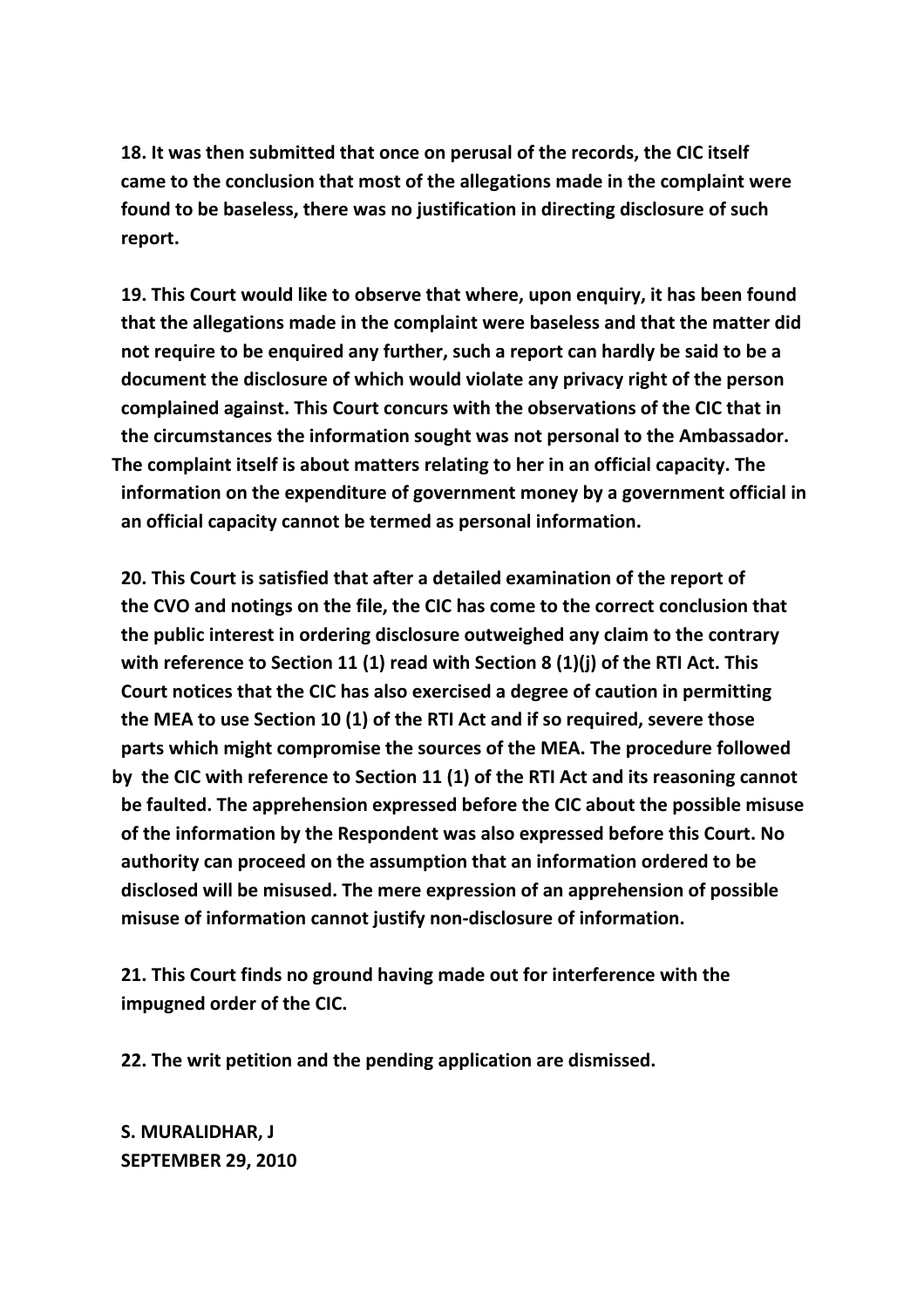**18. It was then submitted that once on perusal of the records, the CIC itself came to the conclusion that most of the allegations made in the complaint were found to be baseless, there was no justification in directing disclosure of such report.**

**19. This Court would like to observe that where, upon enquiry, it has been found that the allegations made in the complaint were baseless and that the matter did not require to be enquired any further, such a report can hardly be said to be a document the disclosure of which would violate any privacy right of the person complained against. This Court concurs with the observations of the CIC that in the circumstances the information sought was not personal to the Ambassador. The complaint itself is about matters relating to her in an official capacity. The information on the expenditure of government money by a government official in an official capacity cannot be termed as personal information.**

**20. This Court is satisfied that after a detailed examination of the report of the CVO and notings on the file, the CIC has come to the correct conclusion that the public interest in ordering disclosure outweighed any claim to the contrary with reference to Section 11 (1) read with Section 8 (1)(j) of the RTI Act. This Court notices that the CIC has also exercised a degree of caution in permitting the MEA to use Section 10 (1) of the RTI Act and if so required, severe those parts which might compromise the sources of the MEA. The procedure followed by the CIC with reference to Section 11 (1) of the RTI Act and its reasoning cannot be faulted. The apprehension expressed before the CIC about the possible misuse of the information by the Respondent was also expressed before this Court. No authority can proceed on the assumption that an information ordered to be disclosed will be misused. The mere expression of an apprehension of possible misuse of information cannot justify non-disclosure of information.**

**21. This Court finds no ground having made out for interference with the impugned order of the CIC.**

**22. The writ petition and the pending application are dismissed.**

**S. MURALIDHAR, J**
**SEPTEMBER 29, 2010**